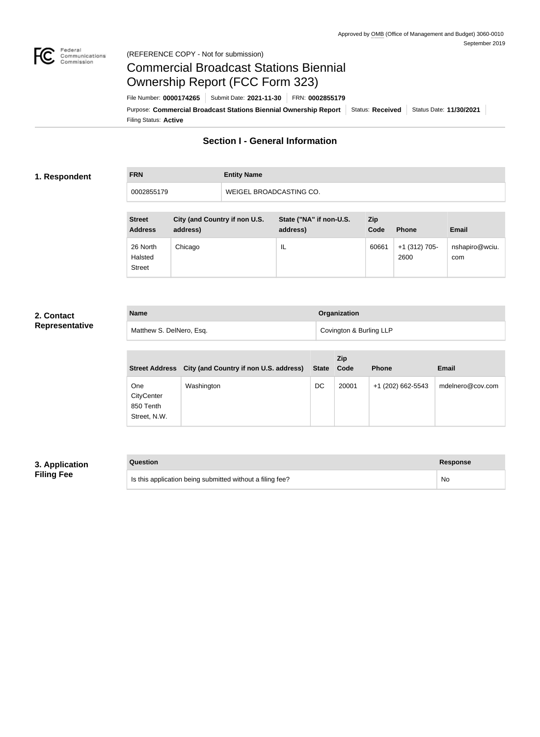Approved by OMB (Office of Management and Budget) 3060-0010
September 2019

(REFERENCE COPY - Not for submission)

# Commercial Broadcast Stations Biennial Ownership Report (FCC Form 323)

File Number: **0000174265** | Submit Date: **2021-11-30** | FRN: **0002855179**

Purpose: **Commercial Broadcast Stations Biennial Ownership Report** | Status: **Received** | Status Date: **11/30/2021**

Filing Status: **Active**

## Section I - General Information

### 1. Respondent

| FRN | Entity Name |
| --- | --- |
| 0002855179 | WEIGEL BROADCASTING CO. |

| Street Address | City (and Country if non U.S. address) | State ("NA" if non-U.S. address) | Zip Code | Phone | Email |
| --- | --- | --- | --- | --- | --- |
| 26 North Halsted Street | Chicago | IL | 60661 | +1 (312) 705-2600 | nshapiro@wciu.com |

### 2. Contact Representative

| Name | Organization |
| --- | --- |
| Matthew S. DelNero, Esq. | Covington & Burling LLP |

| Street Address | City (and Country if non U.S. address) | State | Zip Code | Phone | Email |
| --- | --- | --- | --- | --- | --- |
| One CityCenter 850 Tenth Street, N.W. | Washington | DC | 20001 | +1 (202) 662-5543 | mdelnero@cov.com |

### 3. Application Filing Fee

| Question | Response |
| --- | --- |
| Is this application being submitted without a filing fee? | No |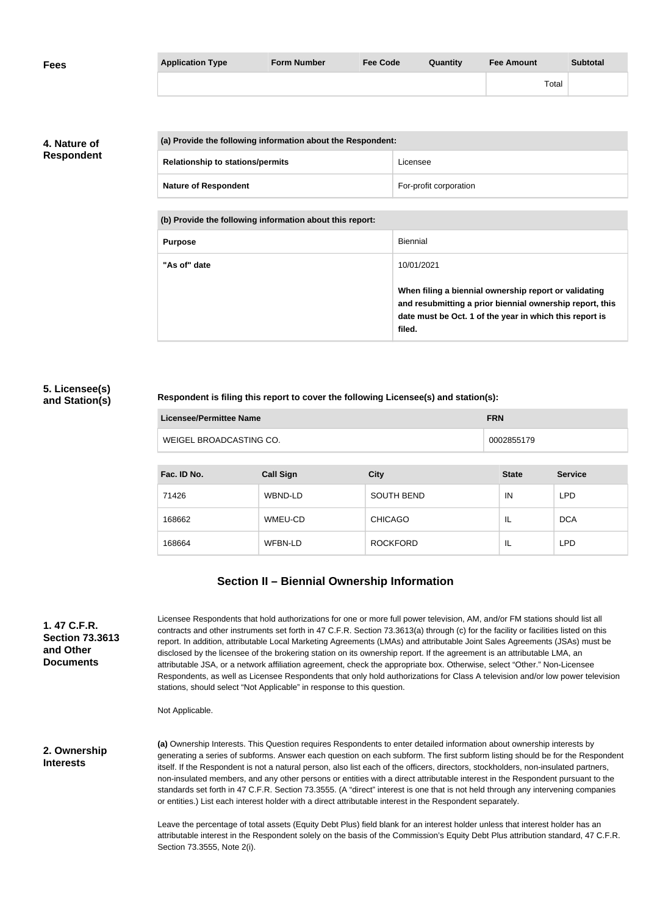**Fees**

| Application Type | Form Number | Fee Code | Quantity | Fee Amount | Subtotal |
|---|---|---|---|---|---|
| | | | | Total | |

**4. Nature of Respondent**

| (a) Provide the following information about the Respondent: | |
|---|---|
| Relationship to stations/permits | Licensee |
| Nature of Respondent | For-profit corporation |

| (b) Provide the following information about this report: | |
|---|---|
| Purpose | Biennial |
| "As of" date | 10/01/2021<br><br>**When filing a biennial ownership report or validating and resubmitting a prior biennial ownership report, this date must be Oct. 1 of the year in which this report is filed.** |

**5. Licensee(s) and Station(s)**

**Respondent is filing this report to cover the following Licensee(s) and station(s):**

| Licensee/Permittee Name | FRN |
|---|---|
| WEIGEL BROADCASTING CO. | 0002855179 |

| Fac. ID No. | Call Sign | City | State | Service |
|---|---|---|---|---|
| 71426 | WBND-LD | SOUTH BEND | IN | LPD |
| 168662 | WMEU-CD | CHICAGO | IL | DCA |
| 168664 | WFBN-LD | ROCKFORD | IL | LPD |

## Section II – Biennial Ownership Information

**1. 47 C.F.R. Section 73.3613 and Other Documents**

Licensee Respondents that hold authorizations for one or more full power television, AM, and/or FM stations should list all contracts and other instruments set forth in 47 C.F.R. Section 73.3613(a) through (c) for the facility or facilities listed on this report. In addition, attributable Local Marketing Agreements (LMAs) and attributable Joint Sales Agreements (JSAs) must be disclosed by the licensee of the brokering station on its ownership report. If the agreement is an attributable LMA, an attributable JSA, or a network affiliation agreement, check the appropriate box. Otherwise, select "Other." Non-Licensee Respondents, as well as Licensee Respondents that only hold authorizations for Class A television and/or low power television stations, should select "Not Applicable" in response to this question.

Not Applicable.

**2. Ownership Interests**

**(a)** Ownership Interests. This Question requires Respondents to enter detailed information about ownership interests by generating a series of subforms. Answer each question on each subform. The first subform listing should be for the Respondent itself. If the Respondent is not a natural person, also list each of the officers, directors, stockholders, non-insulated partners, non-insulated members, and any other persons or entities with a direct attributable interest in the Respondent pursuant to the standards set forth in 47 C.F.R. Section 73.3555. (A "direct" interest is one that is not held through any intervening companies or entities.) List each interest holder with a direct attributable interest in the Respondent separately.

Leave the percentage of total assets (Equity Debt Plus) field blank for an interest holder unless that interest holder has an attributable interest in the Respondent solely on the basis of the Commission's Equity Debt Plus attribution standard, 47 C.F.R. Section 73.3555, Note 2(i).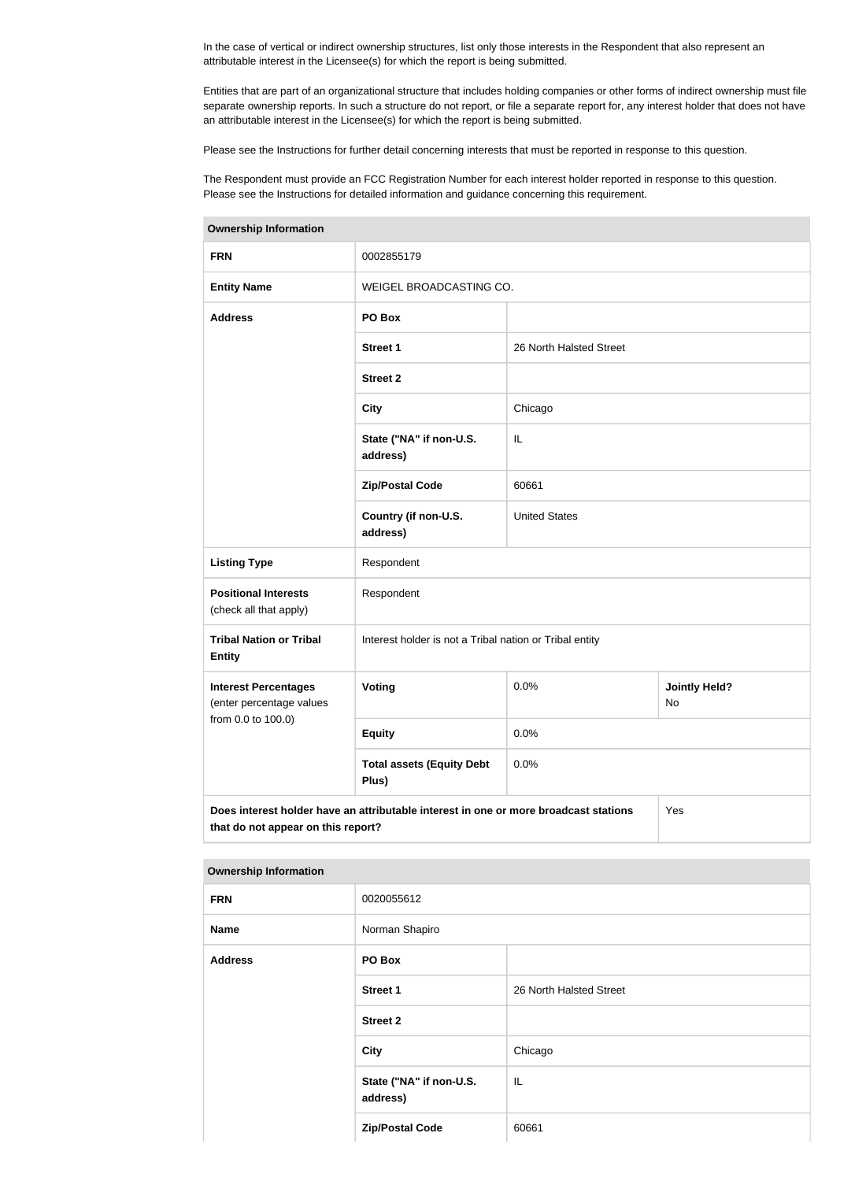In the case of vertical or indirect ownership structures, list only those interests in the Respondent that also represent an attributable interest in the Licensee(s) for which the report is being submitted.

Entities that are part of an organizational structure that includes holding companies or other forms of indirect ownership must file separate ownership reports. In such a structure do not report, or file a separate report for, any interest holder that does not have an attributable interest in the Licensee(s) for which the report is being submitted.

Please see the Instructions for further detail concerning interests that must be reported in response to this question.

The Respondent must provide an FCC Registration Number for each interest holder reported in response to this question. Please see the Instructions for detailed information and guidance concerning this requirement.

| **Ownership Information** | | | |
|---|---|---|---|
| **FRN** | 0002855179 | | |
| **Entity Name** | WEIGEL BROADCASTING CO. | | |
| **Address** | **PO Box** | | |
| | **Street 1** | 26 North Halsted Street | |
| | **Street 2** | | |
| | **City** | Chicago | |
| | **State ("NA" if non-U.S. address)** | IL | |
| | **Zip/Postal Code** | 60661 | |
| | **Country (if non-U.S. address)** | United States | |
| **Listing Type** | Respondent | | |
| **Positional Interests** (check all that apply) | Respondent | | |
| **Tribal Nation or Tribal Entity** | Interest holder is not a Tribal nation or Tribal entity | | |
| **Interest Percentages** (enter percentage values from 0.0 to 100.0) | **Voting** | 0.0% | **Jointly Held?** No |
| | **Equity** | 0.0% | |
| | **Total assets (Equity Debt Plus)** | 0.0% | |
| **Does interest holder have an attributable interest in one or more broadcast stations that do not appear on this report?** | | | Yes |

| **Ownership Information** | | |
|---|---|---|
| **FRN** | 0020055612 | |
| **Name** | Norman Shapiro | |
| **Address** | **PO Box** | |
| | **Street 1** | 26 North Halsted Street |
| | **Street 2** | |
| | **City** | Chicago |
| | **State ("NA" if non-U.S. address)** | IL |
| | **Zip/Postal Code** | 60661 |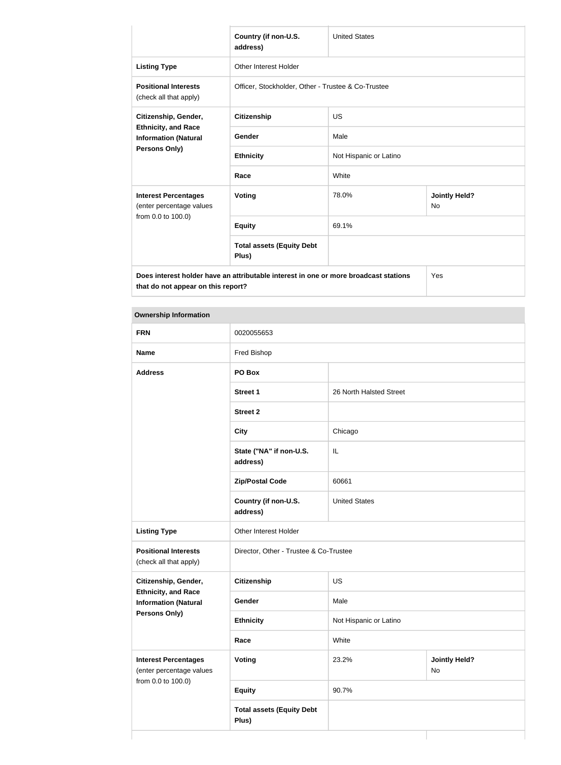| | | | |
|---|---|---|---|
| | Country (if non-U.S. address) | United States | |
| **Listing Type** | Other Interest Holder | | |
| **Positional Interests** (check all that apply) | Officer, Stockholder, Other - Trustee & Co-Trustee | | |
| **Citizenship, Gender, Ethnicity, and Race Information (Natural Persons Only)** | **Citizenship** | US | |
| | **Gender** | Male | |
| | **Ethnicity** | Not Hispanic or Latino | |
| | **Race** | White | |
| **Interest Percentages** (enter percentage values from 0.0 to 100.0) | **Voting** | 78.0% | **Jointly Held?** No |
| | **Equity** | 69.1% | |
| | **Total assets (Equity Debt Plus)** | | |
| **Does interest holder have an attributable interest in one or more broadcast stations that do not appear on this report?** | | | Yes |

| **Ownership Information** | | | |
|---|---|---|---|
| **FRN** | 0020055653 | | |
| **Name** | Fred Bishop | | |
| **Address** | **PO Box** | | |
| | **Street 1** | 26 North Halsted Street | |
| | **Street 2** | | |
| | **City** | Chicago | |
| | **State ("NA" if non-U.S. address)** | IL | |
| | **Zip/Postal Code** | 60661 | |
| | **Country (if non-U.S. address)** | United States | |
| **Listing Type** | Other Interest Holder | | |
| **Positional Interests** (check all that apply) | Director, Other - Trustee & Co-Trustee | | |
| **Citizenship, Gender, Ethnicity, and Race Information (Natural Persons Only)** | **Citizenship** | US | |
| | **Gender** | Male | |
| | **Ethnicity** | Not Hispanic or Latino | |
| | **Race** | White | |
| **Interest Percentages** (enter percentage values from 0.0 to 100.0) | **Voting** | 23.2% | **Jointly Held?** No |
| | **Equity** | 90.7% | |
| | **Total assets (Equity Debt Plus)** | | |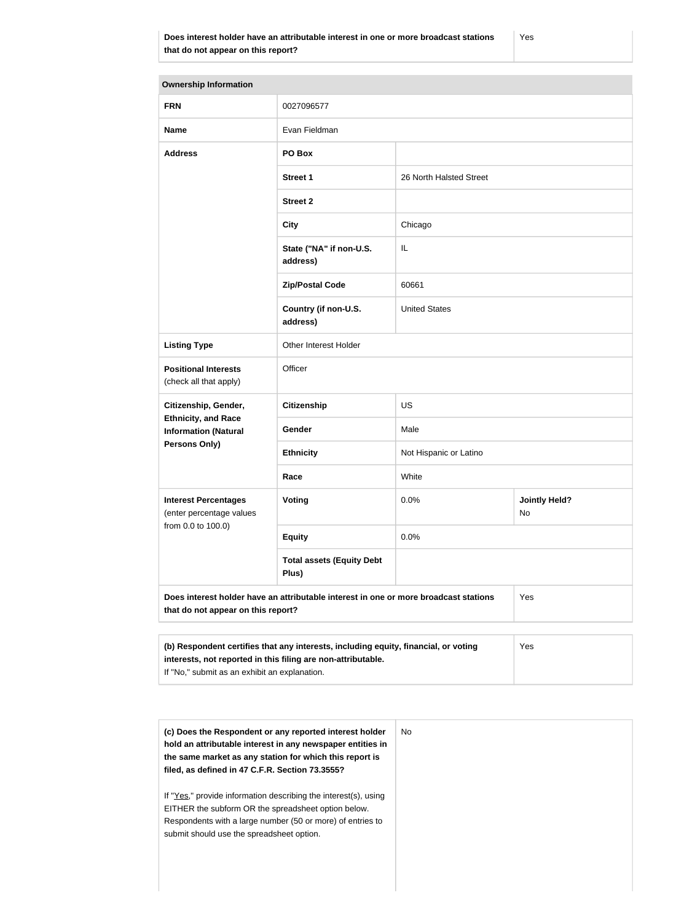| Does interest holder have an attributable interest in one or more broadcast stations that do not appear on this report? | Yes |
|---|---|

| Ownership Information | | | |
|---|---|---|---|
| **FRN** | 0027096577 | | |
| **Name** | Evan Fieldman | | |
| **Address** | **PO Box** | | |
| | **Street 1** | 26 North Halsted Street | |
| | **Street 2** | | |
| | **City** | Chicago | |
| | **State ("NA" if non-U.S. address)** | IL | |
| | **Zip/Postal Code** | 60661 | |
| | **Country (if non-U.S. address)** | United States | |
| **Listing Type** | Other Interest Holder | | |
| **Positional Interests** (check all that apply) | Officer | | |
| **Citizenship, Gender, Ethnicity, and Race Information (Natural Persons Only)** | **Citizenship** | US | |
| | **Gender** | Male | |
| | **Ethnicity** | Not Hispanic or Latino | |
| | **Race** | White | |
| **Interest Percentages** (enter percentage values from 0.0 to 100.0) | **Voting** | 0.0% | **Jointly Held?** No |
| | **Equity** | 0.0% | |
| | **Total assets (Equity Debt Plus)** | | |
| **Does interest holder have an attributable interest in one or more broadcast stations that do not appear on this report?** | | | Yes |

| **(b) Respondent certifies that any interests, including equity, financial, or voting interests, not reported in this filing are non-attributable.** If "No," submit as an exhibit an explanation. | Yes |
|---|---|

| **(c) Does the Respondent or any reported interest holder hold an attributable interest in any newspaper entities in the same market as any station for which this report is filed, as defined in 47 C.F.R. Section 73.3555?** If "Yes," provide information describing the interest(s), using EITHER the subform OR the spreadsheet option below. Respondents with a large number (50 or more) of entries to submit should use the spreadsheet option. | No |
|---|---|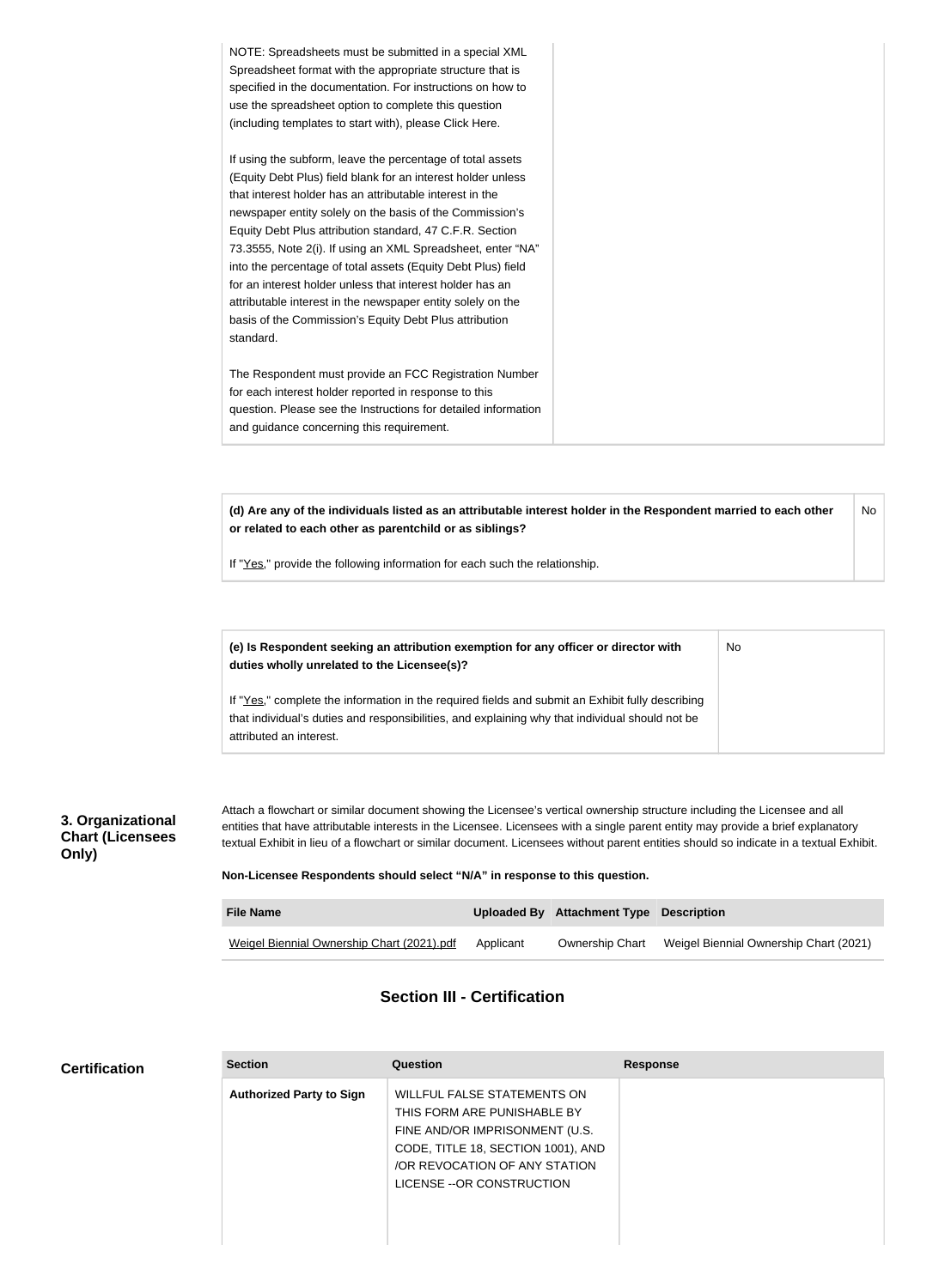| | |
|---|---|
| NOTE: Spreadsheets must be submitted in a special XML Spreadsheet format with the appropriate structure that is specified in the documentation. For instructions on how to use the spreadsheet option to complete this question (including templates to start with), please Click Here.<br><br>If using the subform, leave the percentage of total assets (Equity Debt Plus) field blank for an interest holder unless that interest holder has an attributable interest in the newspaper entity solely on the basis of the Commission's Equity Debt Plus attribution standard, 47 C.F.R. Section 73.3555, Note 2(i). If using an XML Spreadsheet, enter "NA" into the percentage of total assets (Equity Debt Plus) field for an interest holder unless that interest holder has an attributable interest in the newspaper entity solely on the basis of the Commission's Equity Debt Plus attribution standard.<br><br>The Respondent must provide an FCC Registration Number for each interest holder reported in response to this question. Please see the Instructions for detailed information and guidance concerning this requirement. | |

| | |
|---|---|
| **(d) Are any of the individuals listed as an attributable interest holder in the Respondent married to each other or related to each other as parentchild or as siblings?**<br><br>If "Yes," provide the following information for each such the relationship. | No |

| | |
|---|---|
| **(e) Is Respondent seeking an attribution exemption for any officer or director with duties wholly unrelated to the Licensee(s)?**<br><br>If "Yes," complete the information in the required fields and submit an Exhibit fully describing that individual's duties and responsibilities, and explaining why that individual should not be attributed an interest. | No |

**3. Organizational Chart (Licensees Only)**

Attach a flowchart or similar document showing the Licensee's vertical ownership structure including the Licensee and all entities that have attributable interests in the Licensee. Licensees with a single parent entity may provide a brief explanatory textual Exhibit in lieu of a flowchart or similar document. Licensees without parent entities should so indicate in a textual Exhibit.

**Non-Licensee Respondents should select "N/A" in response to this question.**

| File Name | Uploaded By | Attachment Type | Description |
|---|---|---|---|
| Weigel Biennial Ownership Chart (2021).pdf | Applicant | Ownership Chart | Weigel Biennial Ownership Chart (2021) |

## Section III - Certification

**Certification**

| Section | Question | Response |
|---|---|---|
| **Authorized Party to Sign** | WILLFUL FALSE STATEMENTS ON THIS FORM ARE PUNISHABLE BY FINE AND/OR IMPRISONMENT (U.S. CODE, TITLE 18, SECTION 1001), AND /OR REVOCATION OF ANY STATION LICENSE --OR CONSTRUCTION | |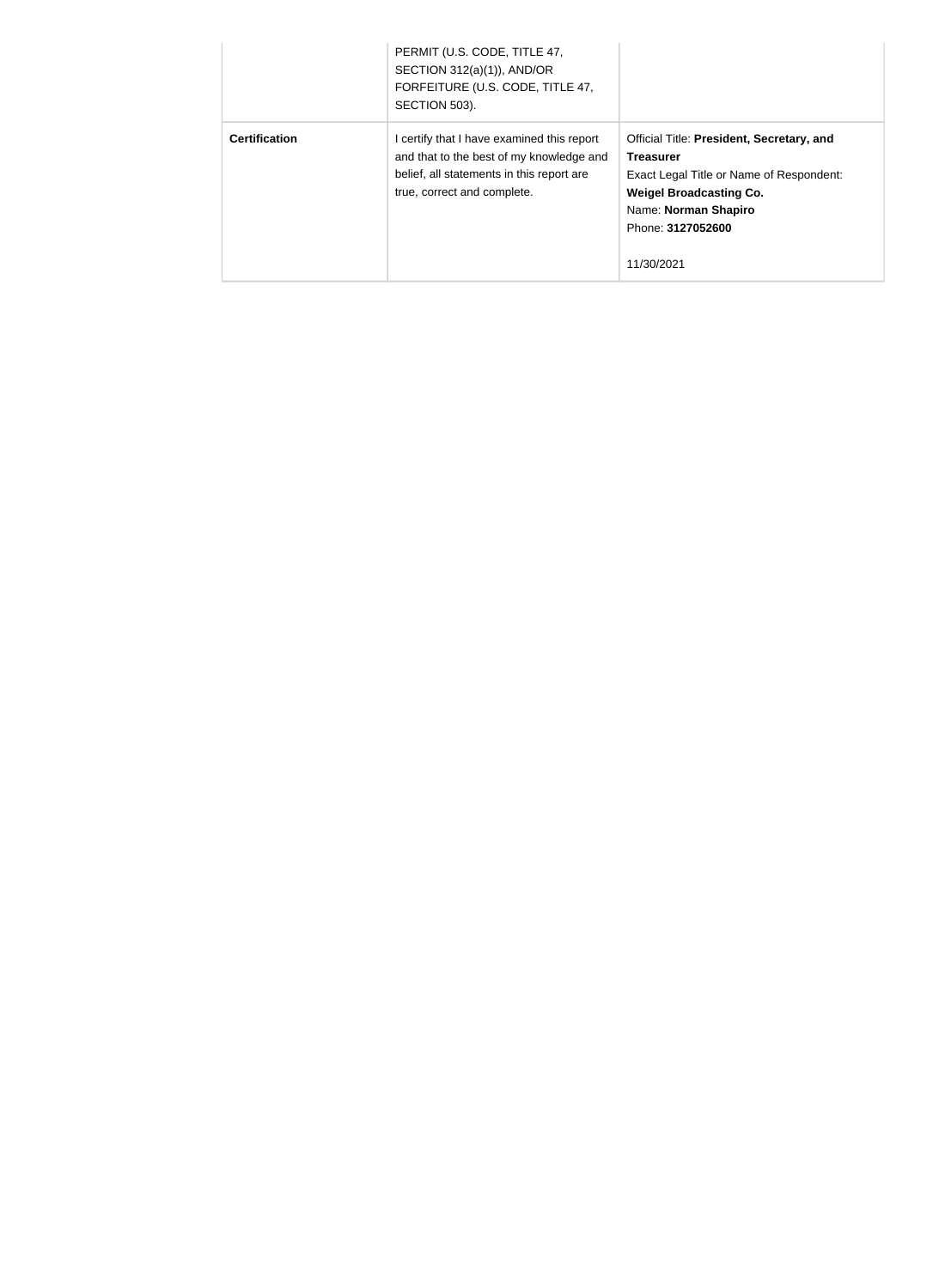| | | |
|---|---|---|
| | PERMIT (U.S. CODE, TITLE 47, SECTION 312(a)(1)), AND/OR FORFEITURE (U.S. CODE, TITLE 47, SECTION 503). | |
| **Certification** | I certify that I have examined this report and that to the best of my knowledge and belief, all statements in this report are true, correct and complete. | Official Title: **President, Secretary, and Treasurer**<br>Exact Legal Title or Name of Respondent: **Weigel Broadcasting Co.**<br>Name: **Norman Shapiro**<br>Phone: **3127052600**<br><br>11/30/2021 |